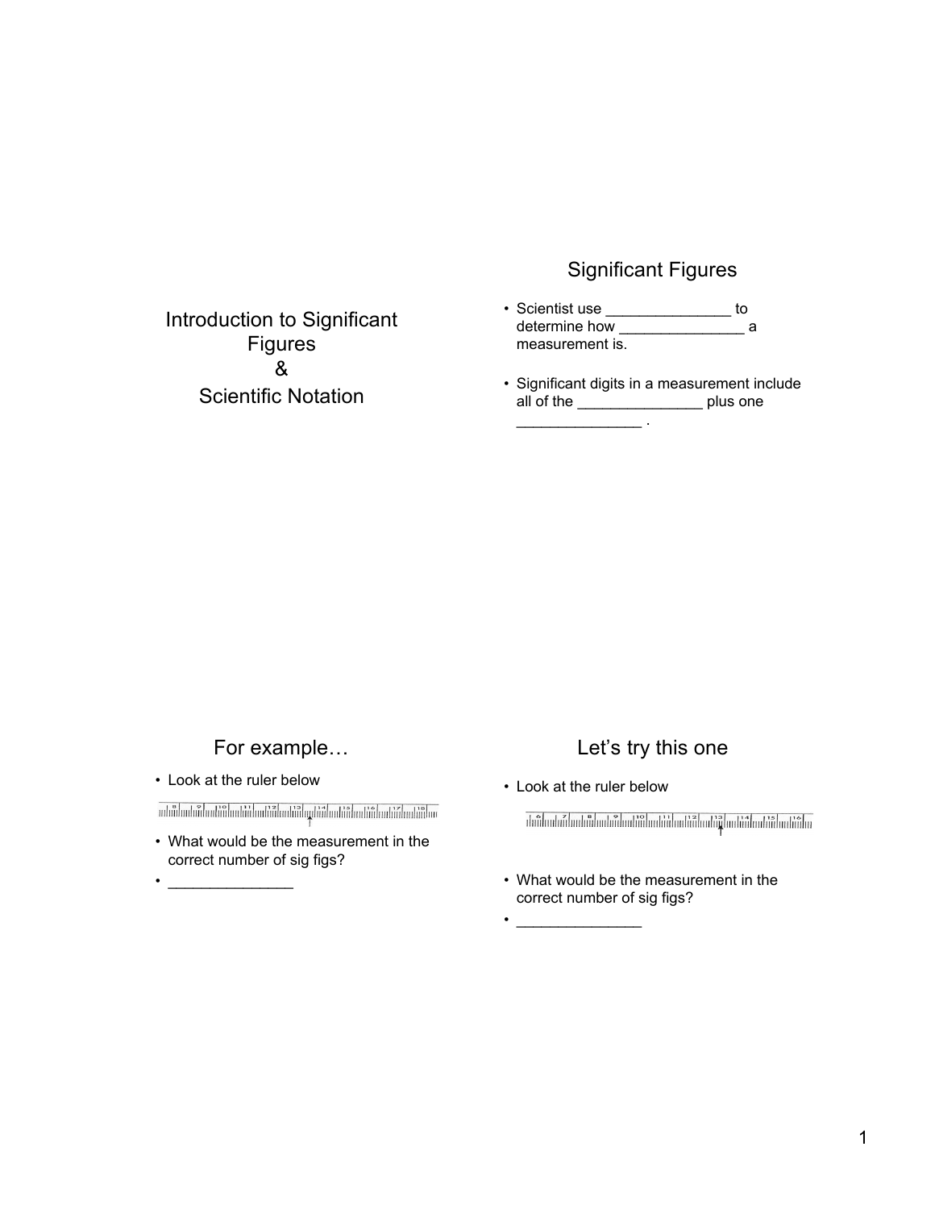# Introduction to Significant Figures & Scientific Notation

## Significant Figures

- Scientist use _______________ to determine how _______________ a measurement is.
- Significant digits in a measurement include all of the _______________ plus one _______________ .

## For example…

- Look at the ruler below
- What would be the measurement in the correct number of sig figs?
- _______________

## Let's try this one

- Look at the ruler below
- What would be the measurement in the correct number of sig figs?
- _______________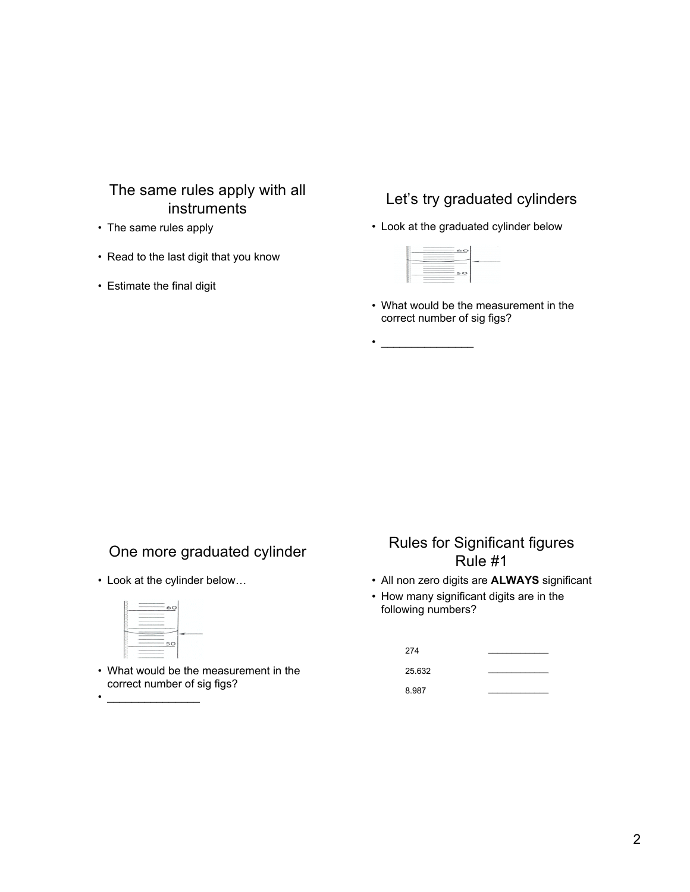## The same rules apply with all instruments

- The same rules apply
- Read to the last digit that you know
- Estimate the final digit

## Let's try graduated cylinders

- Look at the graduated cylinder below
- What would be the measurement in the correct number of sig figs?
- _______________

## One more graduated cylinder

- Look at the cylinder below…
- What would be the measurement in the correct number of sig figs?
- _______________

## Rules for Significant figures Rule #1

- All non zero digits are **ALWAYS** significant
- How many significant digits are in the following numbers?

| | |
|---|---|
| 274 | ___________ |
| 25.632 | ___________ |
| 8.987 | ___________ |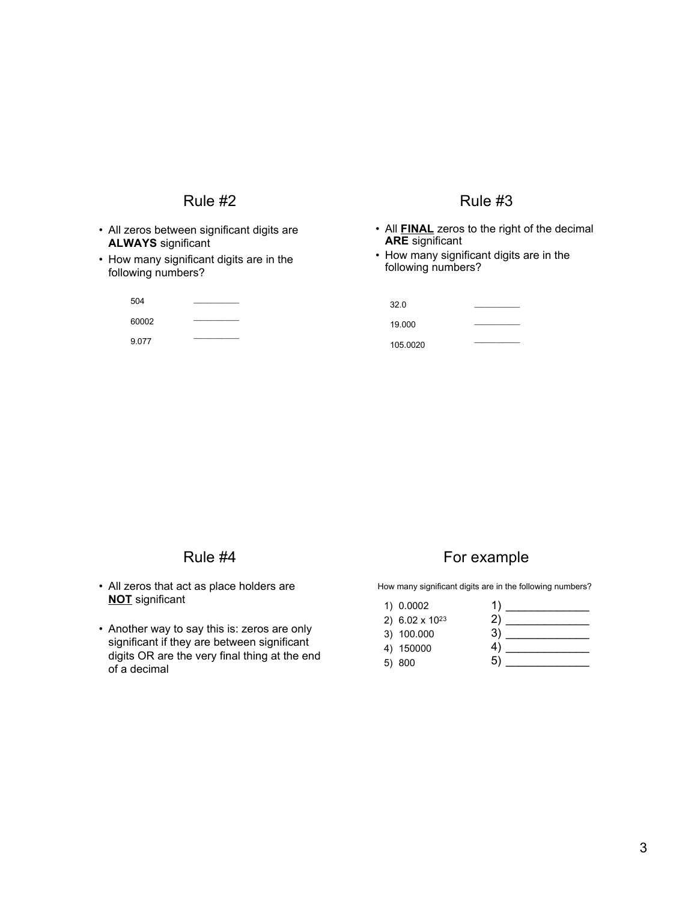## Rule #2

- All zeros between significant digits are **ALWAYS** significant
- How many significant digits are in the following numbers?

504 __________

60002 __________

9.077 __________

## Rule #3

- All **FINAL** zeros to the right of the decimal **ARE** significant
- How many significant digits are in the following numbers?

32.0 __________

19.000 __________

105.0020 __________

## Rule #4

- All zeros that act as place holders are **NOT** significant
- Another way to say this is: zeros are only significant if they are between significant digits OR are the very final thing at the end of a decimal

## For example

How many significant digits are in the following numbers?

1) 0.0002
2) $6.02 \times 10^{23}$
3) 100.000
4) 150000
5) 800

1) ______________
2) ______________
3) ______________
4) ______________
5) ______________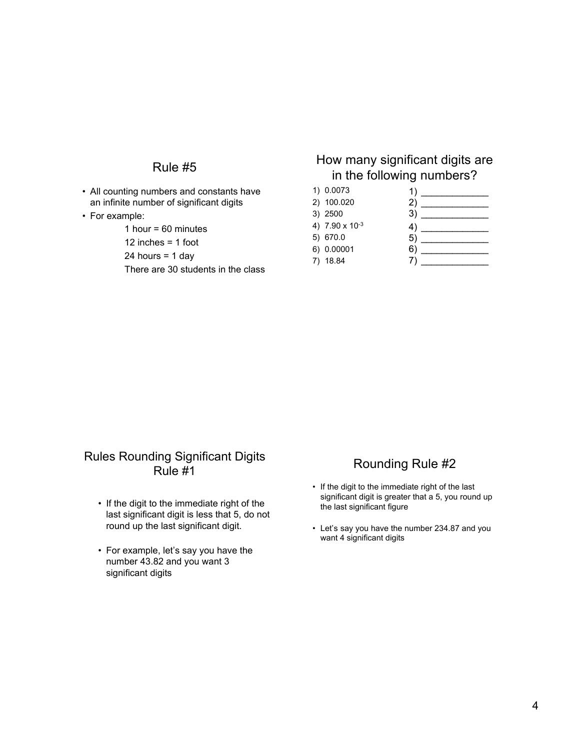## Rule #5

- All counting numbers and constants have an infinite number of significant digits
- For example:
  - 1 hour = 60 minutes
  - 12 inches = 1 foot
  - 24 hours = 1 day
  - There are 30 students in the class

## How many significant digits are in the following numbers?

| | |
|---|---|
| 1) 0.0073 | 1) _____________ |
| 2) 100.020 | 2) _____________ |
| 3) 2500 | 3) _____________ |
| 4) $7.90 \times 10^{-3}$ | 4) _____________ |
| 5) 670.0 | 5) _____________ |
| 6) 0.00001 | 6) _____________ |
| 7) 18.84 | 7) _____________ |

## Rules Rounding Significant Digits Rule #1

- If the digit to the immediate right of the last significant digit is less that 5, do not round up the last significant digit.
- For example, let's say you have the number 43.82 and you want 3 significant digits

## Rounding Rule #2

- If the digit to the immediate right of the last significant digit is greater that a 5, you round up the last significant figure
- Let's say you have the number 234.87 and you want 4 significant digits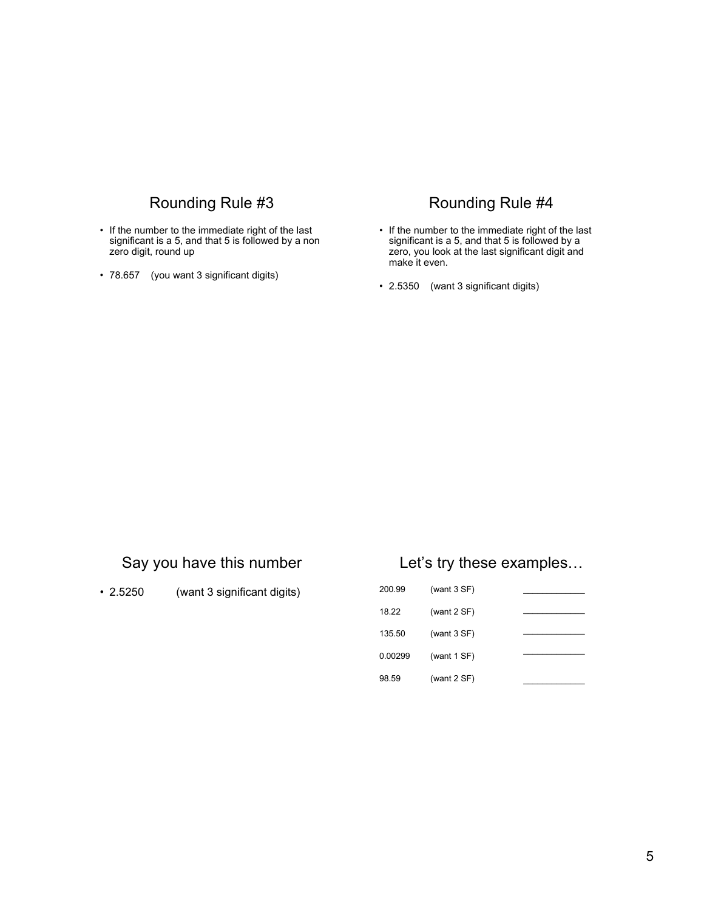## Rounding Rule #3

- If the number to the immediate right of the last significant is a 5, and that 5 is followed by a non zero digit, round up
- 78.657 (you want 3 significant digits)

## Rounding Rule #4

- If the number to the immediate right of the last significant is a 5, and that 5 is followed by a zero, you look at the last significant digit and make it even.
- 2.5350 (want 3 significant digits)

## Say you have this number

- 2.5250 (want 3 significant digits)

## Let's try these examples…

| | | |
|---|---|---|
| 200.99 | (want 3 SF) | ____________ |
| 18.22 | (want 2 SF) | ____________ |
| 135.50 | (want 3 SF) | ____________ |
| 0.00299 | (want 1 SF) | ____________ |
| 98.59 | (want 2 SF) | ____________ |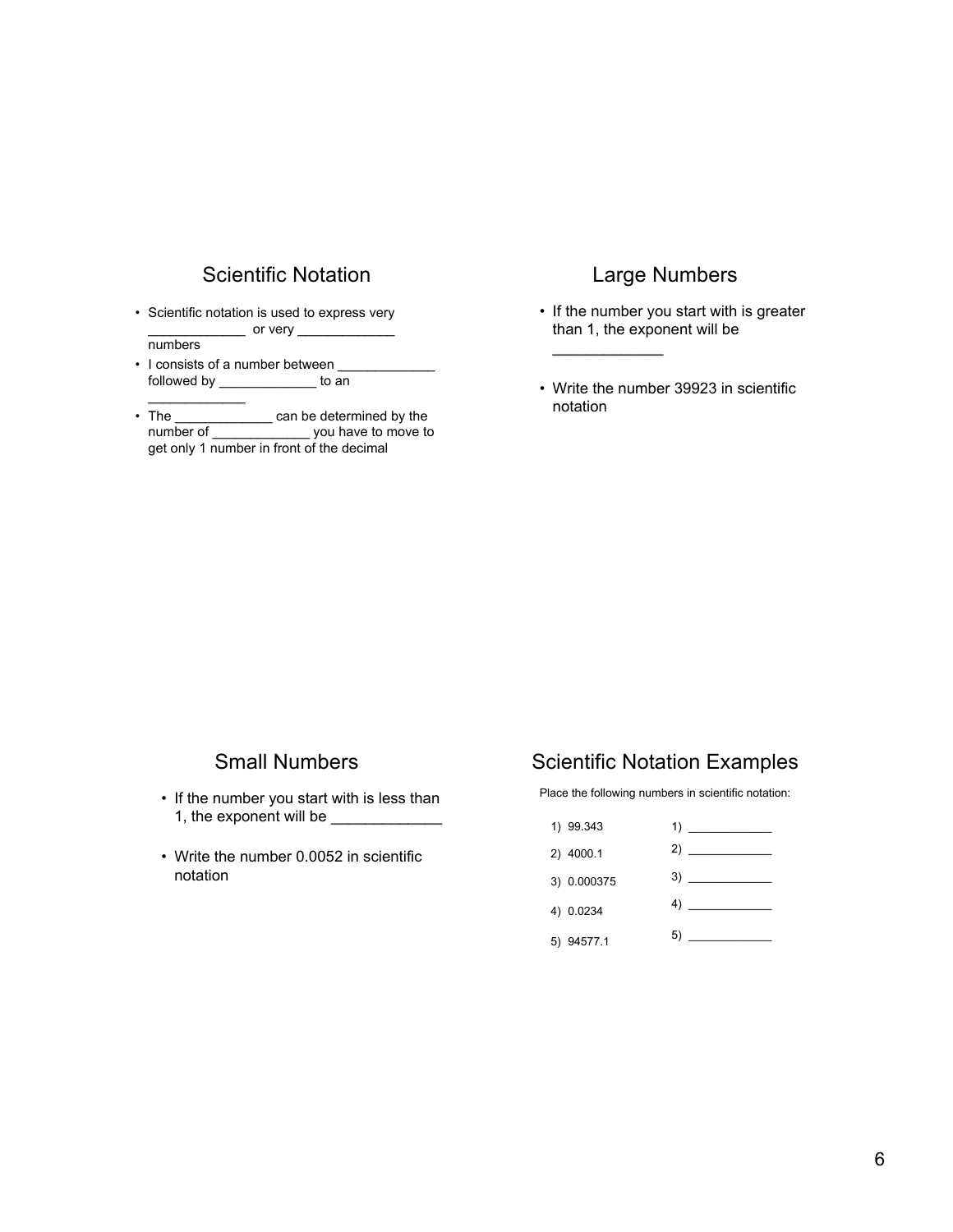## Scientific Notation

- Scientific notation is used to express very _____________ or very _____________ numbers
- I consists of a number between _____________ followed by _____________ to an _____________
- The _____________ can be determined by the number of _____________ you have to move to get only 1 number in front of the decimal

## Large Numbers

- If the number you start with is greater than 1, the exponent will be _____________
- Write the number 39923 in scientific notation

## Small Numbers

- If the number you start with is less than 1, the exponent will be _____________
- Write the number 0.0052 in scientific notation

## Scientific Notation Examples

Place the following numbers in scientific notation:

1) 99.343 — 1) _____________
2) 4000.1 — 2) _____________
3) 0.000375 — 3) _____________
4) 0.0234 — 4) _____________
5) 94577.1 — 5) _____________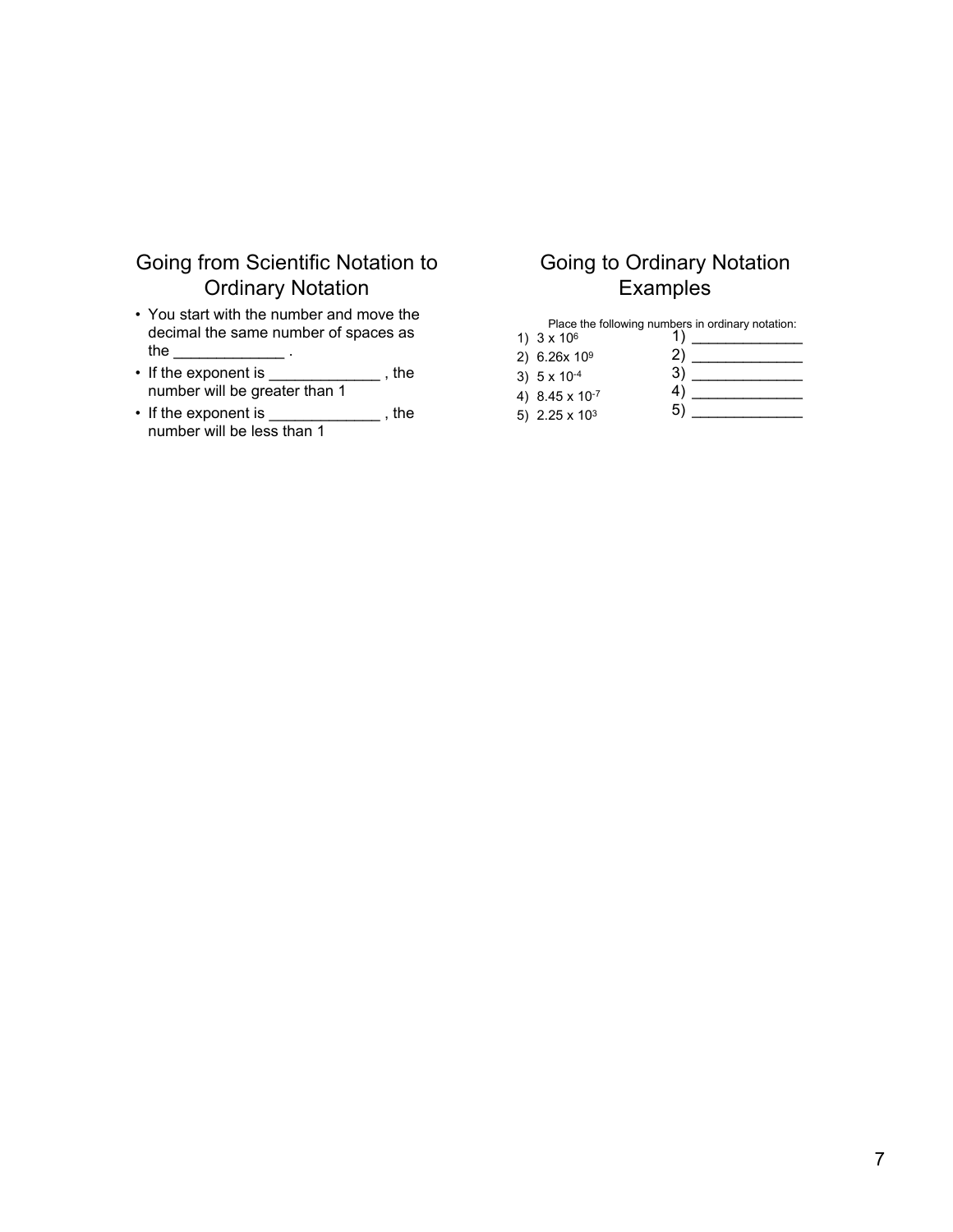## Going from Scientific Notation to Ordinary Notation

- You start with the number and move the decimal the same number of spaces as the _____________ .
- If the exponent is _____________ , the number will be greater than 1
- If the exponent is _____________ , the number will be less than 1

## Going to Ordinary Notation Examples

Place the following numbers in ordinary notation:

1) $3 \times 10^{6}$
2) $6.26 \times 10^{9}$
3) $5 \times 10^{-4}$
4) $8.45 \times 10^{-7}$
5) $2.25 \times 10^{3}$

1) _____________
2) _____________
3) _____________
4) _____________
5) _____________